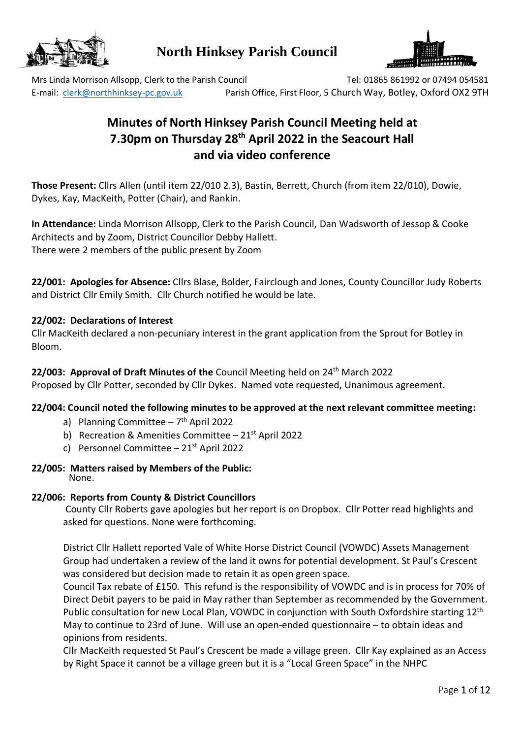# North Hinksey Parish Council

Mrs Linda Morrison Allsopp, Clerk to the Parish Council — Tel: 01865 861992 or 07494 054581
E-mail: clerk@northhinksey-pc.gov.uk — Parish Office, First Floor, 5 Church Way, Botley, Oxford OX2 9TH

## Minutes of North Hinksey Parish Council Meeting held at 7.30pm on Thursday 28th April 2022 in the Seacourt Hall and via video conference

**Those Present:** Cllrs Allen (until item 22/010 2.3), Bastin, Berrett, Church (from item 22/010), Dowie, Dykes, Kay, MacKeith, Potter (Chair), and Rankin.

**In Attendance:** Linda Morrison Allsopp, Clerk to the Parish Council, Dan Wadsworth of Jessop & Cooke Architects and by Zoom, District Councillor Debby Hallett.
There were 2 members of the public present by Zoom

**22/001: Apologies for Absence:** Cllrs Blase, Bolder, Fairclough and Jones, County Councillor Judy Roberts and District Cllr Emily Smith. Cllr Church notified he would be late.

**22/002: Declarations of Interest**
Cllr MacKeith declared a non-pecuniary interest in the grant application from the Sprout for Botley in Bloom.

**22/003: Approval of Draft Minutes of the** Council Meeting held on 24th March 2022
Proposed by Cllr Potter, seconded by Cllr Dykes. Named vote requested, Unanimous agreement.

**22/004: Council noted the following minutes to be approved at the next relevant committee meeting:**

a) Planning Committee – 7th April 2022
b) Recreation & Amenities Committee – 21st April 2022
c) Personnel Committee – 21st April 2022

**22/005: Matters raised by Members of the Public:**
None.

**22/006: Reports from County & District Councillors**

County Cllr Roberts gave apologies but her report is on Dropbox. Cllr Potter read highlights and asked for questions. None were forthcoming.

District Cllr Hallett reported Vale of White Horse District Council (VOWDC) Assets Management Group had undertaken a review of the land it owns for potential development. St Paul's Crescent was considered but decision made to retain it as open green space.
Council Tax rebate of £150. This refund is the responsibility of VOWDC and is in process for 70% of Direct Debit payers to be paid in May rather than September as recommended by the Government.
Public consultation for new Local Plan, VOWDC in conjunction with South Oxfordshire starting 12th May to continue to 23rd of June. Will use an open-ended questionnaire – to obtain ideas and opinions from residents.
Cllr MacKeith requested St Paul's Crescent be made a village green. Cllr Kay explained as an Access by Right Space it cannot be a village green but it is a "Local Green Space" in the NHPC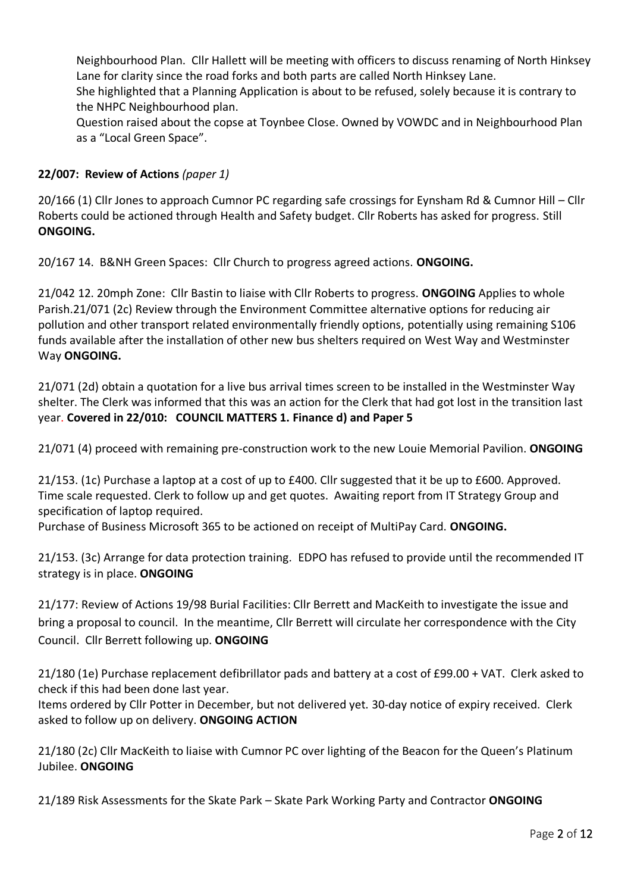Neighbourhood Plan. Cllr Hallett will be meeting with officers to discuss renaming of North Hinksey Lane for clarity since the road forks and both parts are called North Hinksey Lane.
She highlighted that a Planning Application is about to be refused, solely because it is contrary to the NHPC Neighbourhood plan.
Question raised about the copse at Toynbee Close. Owned by VOWDC and in Neighbourhood Plan as a "Local Green Space".

**22/007: Review of Actions** *(paper 1)*

20/166 (1) Cllr Jones to approach Cumnor PC regarding safe crossings for Eynsham Rd & Cumnor Hill – Cllr Roberts could be actioned through Health and Safety budget. Cllr Roberts has asked for progress. Still **ONGOING.**

20/167 14. B&NH Green Spaces: Cllr Church to progress agreed actions. **ONGOING.**

21/042 12. 20mph Zone: Cllr Bastin to liaise with Cllr Roberts to progress. **ONGOING** Applies to whole Parish.21/071 (2c) Review through the Environment Committee alternative options for reducing air pollution and other transport related environmentally friendly options, potentially using remaining S106 funds available after the installation of other new bus shelters required on West Way and Westminster Way **ONGOING.**

21/071 (2d) obtain a quotation for a live bus arrival times screen to be installed in the Westminster Way shelter. The Clerk was informed that this was an action for the Clerk that had got lost in the transition last year. **Covered in 22/010: COUNCIL MATTERS 1. Finance d) and Paper 5**

21/071 (4) proceed with remaining pre-construction work to the new Louie Memorial Pavilion. **ONGOING**

21/153. (1c) Purchase a laptop at a cost of up to £400. Cllr suggested that it be up to £600. Approved. Time scale requested. Clerk to follow up and get quotes. Awaiting report from IT Strategy Group and specification of laptop required.
Purchase of Business Microsoft 365 to be actioned on receipt of MultiPay Card. **ONGOING.**

21/153. (3c) Arrange for data protection training. EDPO has refused to provide until the recommended IT strategy is in place. **ONGOING**

21/177: Review of Actions 19/98 Burial Facilities: Cllr Berrett and MacKeith to investigate the issue and bring a proposal to council. In the meantime, Cllr Berrett will circulate her correspondence with the City Council. Cllr Berrett following up. **ONGOING**

21/180 (1e) Purchase replacement defibrillator pads and battery at a cost of £99.00 + VAT. Clerk asked to check if this had been done last year.
Items ordered by Cllr Potter in December, but not delivered yet. 30-day notice of expiry received. Clerk asked to follow up on delivery. **ONGOING ACTION**

21/180 (2c) Cllr MacKeith to liaise with Cumnor PC over lighting of the Beacon for the Queen's Platinum Jubilee. **ONGOING**

21/189 Risk Assessments for the Skate Park – Skate Park Working Party and Contractor **ONGOING**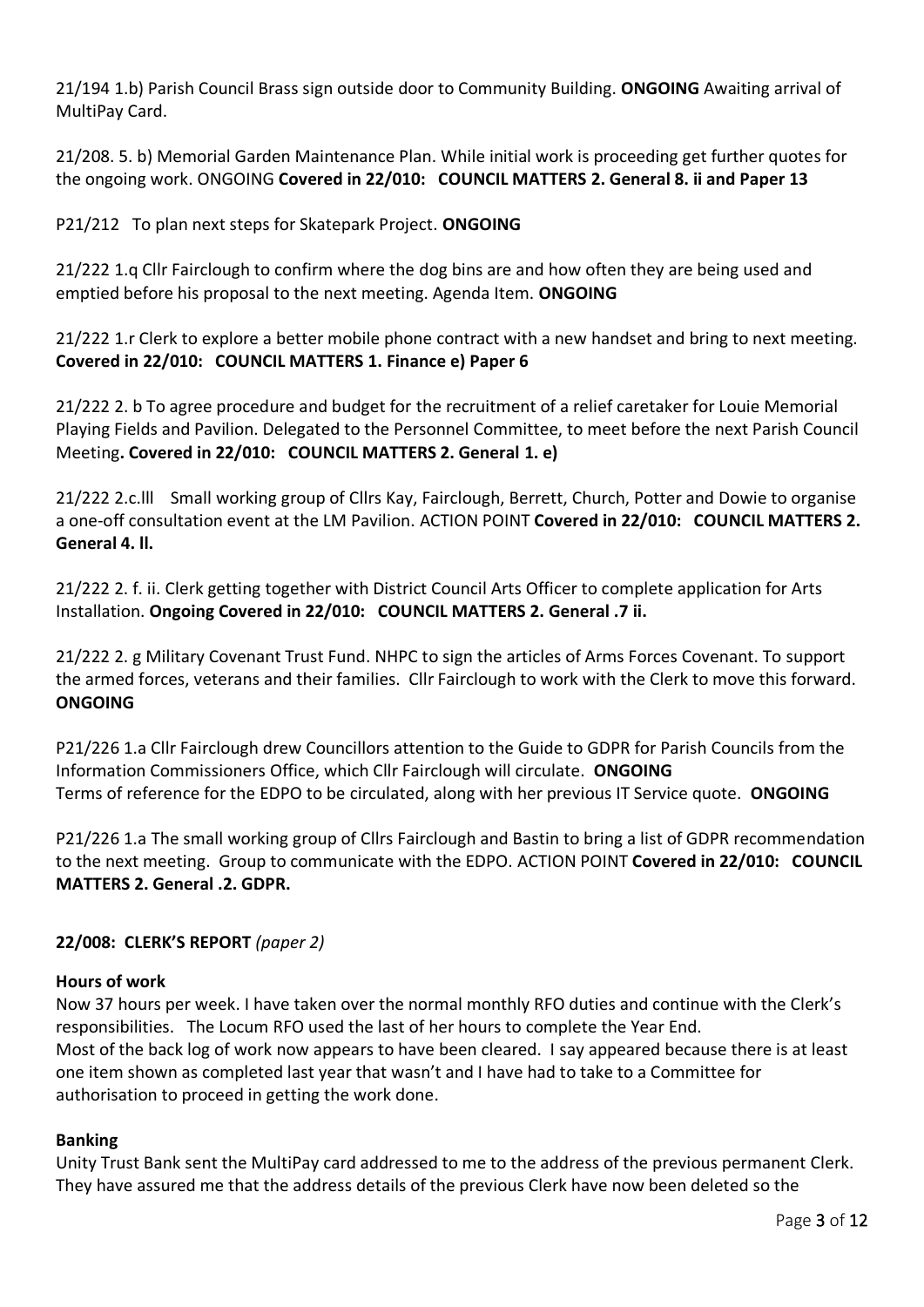21/194 1.b) Parish Council Brass sign outside door to Community Building. **ONGOING** Awaiting arrival of MultiPay Card.

21/208. 5. b) Memorial Garden Maintenance Plan. While initial work is proceeding get further quotes for the ongoing work. ONGOING **Covered in 22/010: COUNCIL MATTERS 2. General 8. ii and Paper 13**

P21/212 To plan next steps for Skatepark Project. **ONGOING**

21/222 1.q Cllr Fairclough to confirm where the dog bins are and how often they are being used and emptied before his proposal to the next meeting. Agenda Item. **ONGOING**

21/222 1.r Clerk to explore a better mobile phone contract with a new handset and bring to next meeting. **Covered in 22/010: COUNCIL MATTERS 1. Finance e) Paper 6**

21/222 2. b To agree procedure and budget for the recruitment of a relief caretaker for Louie Memorial Playing Fields and Pavilion. Delegated to the Personnel Committee, to meet before the next Parish Council Meeting**. Covered in 22/010: COUNCIL MATTERS 2. General 1. e)**

21/222 2.c.lll Small working group of Cllrs Kay, Fairclough, Berrett, Church, Potter and Dowie to organise a one-off consultation event at the LM Pavilion. ACTION POINT **Covered in 22/010: COUNCIL MATTERS 2. General 4. ll.**

21/222 2. f. ii. Clerk getting together with District Council Arts Officer to complete application for Arts Installation. **Ongoing Covered in 22/010: COUNCIL MATTERS 2. General .7 ii.**

21/222 2. g Military Covenant Trust Fund. NHPC to sign the articles of Arms Forces Covenant. To support the armed forces, veterans and their families. Cllr Fairclough to work with the Clerk to move this forward. **ONGOING**

P21/226 1.a Cllr Fairclough drew Councillors attention to the Guide to GDPR for Parish Councils from the Information Commissioners Office, which Cllr Fairclough will circulate. **ONGOING**
Terms of reference for the EDPO to be circulated, along with her previous IT Service quote. **ONGOING**

P21/226 1.a The small working group of Cllrs Fairclough and Bastin to bring a list of GDPR recommendation to the next meeting. Group to communicate with the EDPO. ACTION POINT **Covered in 22/010: COUNCIL MATTERS 2. General .2. GDPR.**

## 22/008: CLERK'S REPORT *(paper 2)*

**Hours of work**

Now 37 hours per week. I have taken over the normal monthly RFO duties and continue with the Clerk's responsibilities. The Locum RFO used the last of her hours to complete the Year End.
Most of the back log of work now appears to have been cleared. I say appeared because there is at least one item shown as completed last year that wasn't and I have had to take to a Committee for authorisation to proceed in getting the work done.

**Banking**

Unity Trust Bank sent the MultiPay card addressed to me to the address of the previous permanent Clerk. They have assured me that the address details of the previous Clerk have now been deleted so the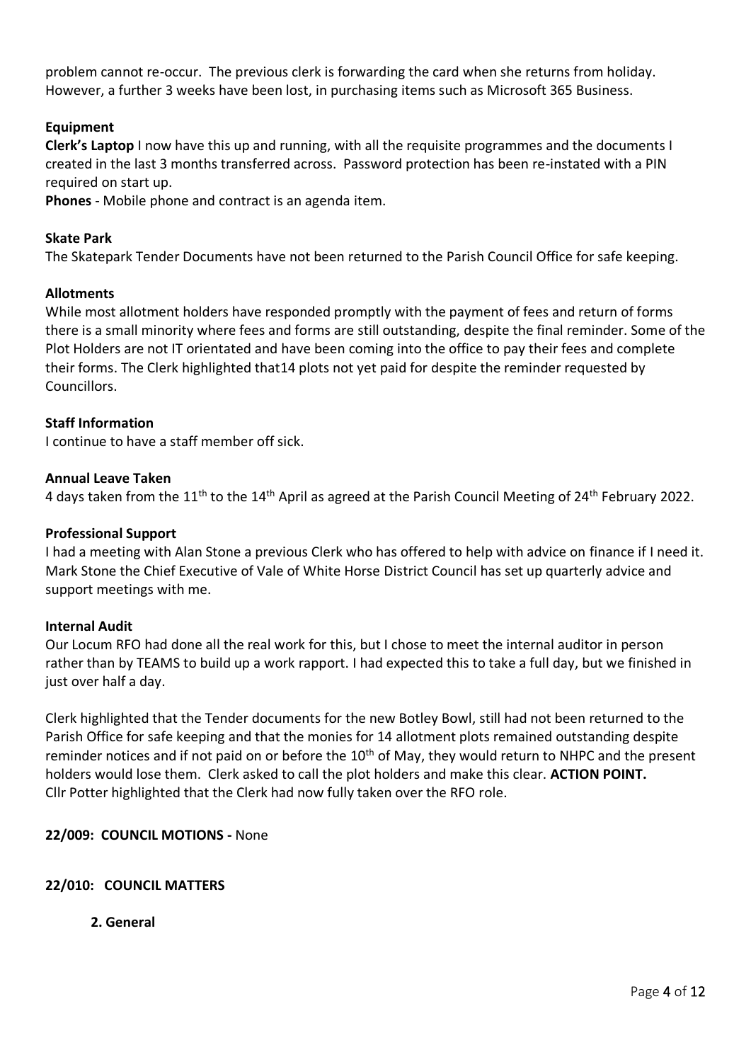problem cannot re-occur. The previous clerk is forwarding the card when she returns from holiday. However, a further 3 weeks have been lost, in purchasing items such as Microsoft 365 Business.

**Equipment**

**Clerk's Laptop** I now have this up and running, with all the requisite programmes and the documents I created in the last 3 months transferred across. Password protection has been re-instated with a PIN required on start up.

**Phones** - Mobile phone and contract is an agenda item.

**Skate Park**

The Skatepark Tender Documents have not been returned to the Parish Council Office for safe keeping.

**Allotments**

While most allotment holders have responded promptly with the payment of fees and return of forms there is a small minority where fees and forms are still outstanding, despite the final reminder. Some of the Plot Holders are not IT orientated and have been coming into the office to pay their fees and complete their forms. The Clerk highlighted that14 plots not yet paid for despite the reminder requested by Councillors.

**Staff Information**

I continue to have a staff member off sick.

**Annual Leave Taken**

4 days taken from the 11th to the 14th April as agreed at the Parish Council Meeting of 24th February 2022.

**Professional Support**

I had a meeting with Alan Stone a previous Clerk who has offered to help with advice on finance if I need it. Mark Stone the Chief Executive of Vale of White Horse District Council has set up quarterly advice and support meetings with me.

**Internal Audit**

Our Locum RFO had done all the real work for this, but I chose to meet the internal auditor in person rather than by TEAMS to build up a work rapport. I had expected this to take a full day, but we finished in just over half a day.

Clerk highlighted that the Tender documents for the new Botley Bowl, still had not been returned to the Parish Office for safe keeping and that the monies for 14 allotment plots remained outstanding despite reminder notices and if not paid on or before the 10th of May, they would return to NHPC and the present holders would lose them. Clerk asked to call the plot holders and make this clear. **ACTION POINT.**
Cllr Potter highlighted that the Clerk had now fully taken over the RFO role.

**22/009: COUNCIL MOTIONS -** None

**22/010: COUNCIL MATTERS**

**2. General**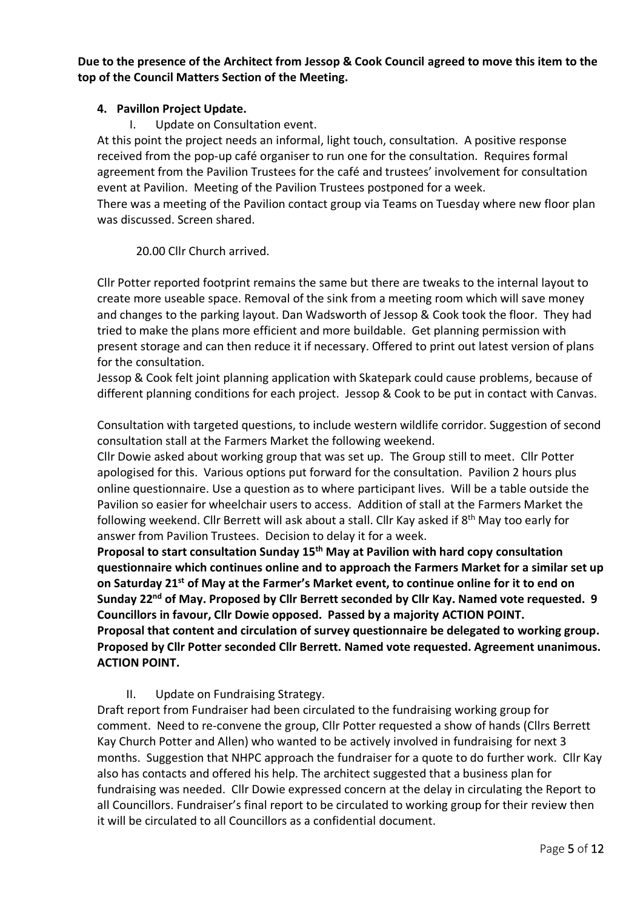**Due to the presence of the Architect from Jessop & Cook Council agreed to move this item to the top of the Council Matters Section of the Meeting.**

**4. Pavillon Project Update.**

I. Update on Consultation event.

At this point the project needs an informal, light touch, consultation. A positive response received from the pop-up café organiser to run one for the consultation. Requires formal agreement from the Pavilion Trustees for the café and trustees' involvement for consultation event at Pavilion. Meeting of the Pavilion Trustees postponed for a week.
There was a meeting of the Pavilion contact group via Teams on Tuesday where new floor plan was discussed. Screen shared.

20.00 Cllr Church arrived.

Cllr Potter reported footprint remains the same but there are tweaks to the internal layout to create more useable space. Removal of the sink from a meeting room which will save money and changes to the parking layout. Dan Wadsworth of Jessop & Cook took the floor. They had tried to make the plans more efficient and more buildable. Get planning permission with present storage and can then reduce it if necessary. Offered to print out latest version of plans for the consultation.
Jessop & Cook felt joint planning application with Skatepark could cause problems, because of different planning conditions for each project. Jessop & Cook to be put in contact with Canvas.

Consultation with targeted questions, to include western wildlife corridor. Suggestion of second consultation stall at the Farmers Market the following weekend.
Cllr Dowie asked about working group that was set up. The Group still to meet. Cllr Potter apologised for this. Various options put forward for the consultation. Pavilion 2 hours plus online questionnaire. Use a question as to where participant lives. Will be a table outside the Pavilion so easier for wheelchair users to access. Addition of stall at the Farmers Market the following weekend. Cllr Berrett will ask about a stall. Cllr Kay asked if 8th May too early for answer from Pavilion Trustees. Decision to delay it for a week.
**Proposal to start consultation Sunday 15th May at Pavilion with hard copy consultation questionnaire which continues online and to approach the Farmers Market for a similar set up on Saturday 21st of May at the Farmer's Market event, to continue online for it to end on Sunday 22nd of May. Proposed by Cllr Berrett seconded by Cllr Kay. Named vote requested. 9 Councillors in favour, Cllr Dowie opposed. Passed by a majority ACTION POINT.**
**Proposal that content and circulation of survey questionnaire be delegated to working group. Proposed by Cllr Potter seconded Cllr Berrett. Named vote requested. Agreement unanimous. ACTION POINT.**

II. Update on Fundraising Strategy.

Draft report from Fundraiser had been circulated to the fundraising working group for comment. Need to re-convene the group, Cllr Potter requested a show of hands (Cllrs Berrett Kay Church Potter and Allen) who wanted to be actively involved in fundraising for next 3 months. Suggestion that NHPC approach the fundraiser for a quote to do further work. Cllr Kay also has contacts and offered his help. The architect suggested that a business plan for fundraising was needed. Cllr Dowie expressed concern at the delay in circulating the Report to all Councillors. Fundraiser's final report to be circulated to working group for their review then it will be circulated to all Councillors as a confidential document.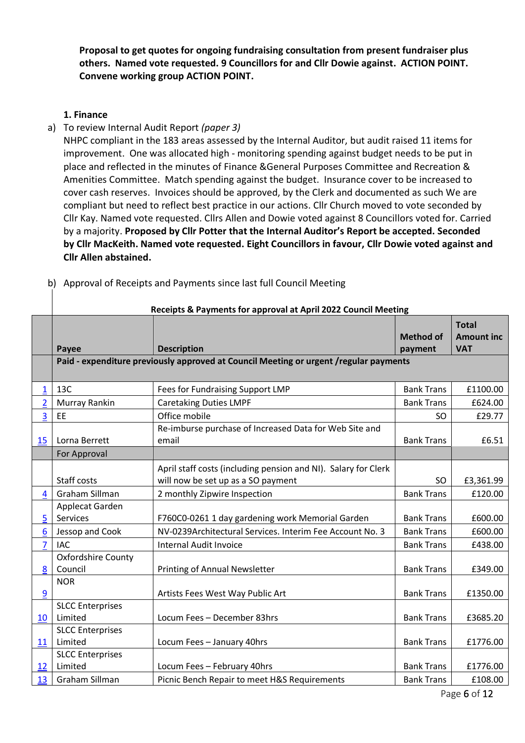**Proposal to get quotes for ongoing fundraising consultation from present fundraiser plus others. Named vote requested. 9 Councillors for and Cllr Dowie against. ACTION POINT. Convene working group ACTION POINT.**

### 1. Finance

a) To review Internal Audit Report *(paper 3)*

NHPC compliant in the 183 areas assessed by the Internal Auditor, but audit raised 11 items for improvement. One was allocated high - monitoring spending against budget needs to be put in place and reflected in the minutes of Finance &General Purposes Committee and Recreation & Amenities Committee. Match spending against the budget. Insurance cover to be increased to cover cash reserves. Invoices should be approved, by the Clerk and documented as such We are compliant but need to reflect best practice in our actions. Cllr Church moved to vote seconded by Cllr Kay. Named vote requested. Cllrs Allen and Dowie voted against 8 Councillors voted for. Carried by a majority. **Proposed by Cllr Potter that the Internal Auditor's Report be accepted. Seconded by Cllr MacKeith. Named vote requested. Eight Councillors in favour, Cllr Dowie voted against and Cllr Allen abstained.**

b) Approval of Receipts and Payments since last full Council Meeting

**Receipts & Payments for approval at April 2022 Council Meeting**

| | Payee | Description | Method of payment | Total Amount inc VAT |
|---|---|---|---|---|
| | **Paid - expenditure previously approved at Council Meeting or urgent /regular payments** | | | |
| 1 | 13C | Fees for Fundraising Support LMP | Bank Trans | £1100.00 |
| 2 | Murray Rankin | Caretaking Duties LMPF | Bank Trans | £624.00 |
| 3 | EE | Office mobile | SO | £29.77 |
| 15 | Lorna Berrett | Re-imburse purchase of Increased Data for Web Site and email | Bank Trans | £6.51 |
| | For Approval | | | |
| | Staff costs | April staff costs (including pension and NI). Salary for Clerk will now be set up as a SO payment | SO | £3,361.99 |
| 4 | Graham Sillman | 2 monthly Zipwire Inspection | Bank Trans | £120.00 |
| 5 | Applecat Garden Services | F760C0-0261 1 day gardening work Memorial Garden | Bank Trans | £600.00 |
| 6 | Jessop and Cook | NV-0239Architectural Services. Interim Fee Account No. 3 | Bank Trans | £600.00 |
| 7 | IAC | Internal Audit Invoice | Bank Trans | £438.00 |
| 8 | Oxfordshire County Council | Printing of Annual Newsletter | Bank Trans | £349.00 |
| 9 | NOR | Artists Fees West Way Public Art | Bank Trans | £1350.00 |
| 10 | SLCC Enterprises Limited | Locum Fees – December 83hrs | Bank Trans | £3685.20 |
| 11 | SLCC Enterprises Limited | Locum Fees – January 40hrs | Bank Trans | £1776.00 |
| 12 | SLCC Enterprises Limited | Locum Fees – February 40hrs | Bank Trans | £1776.00 |
| 13 | Graham Sillman | Picnic Bench Repair to meet H&S Requirements | Bank Trans | £108.00 |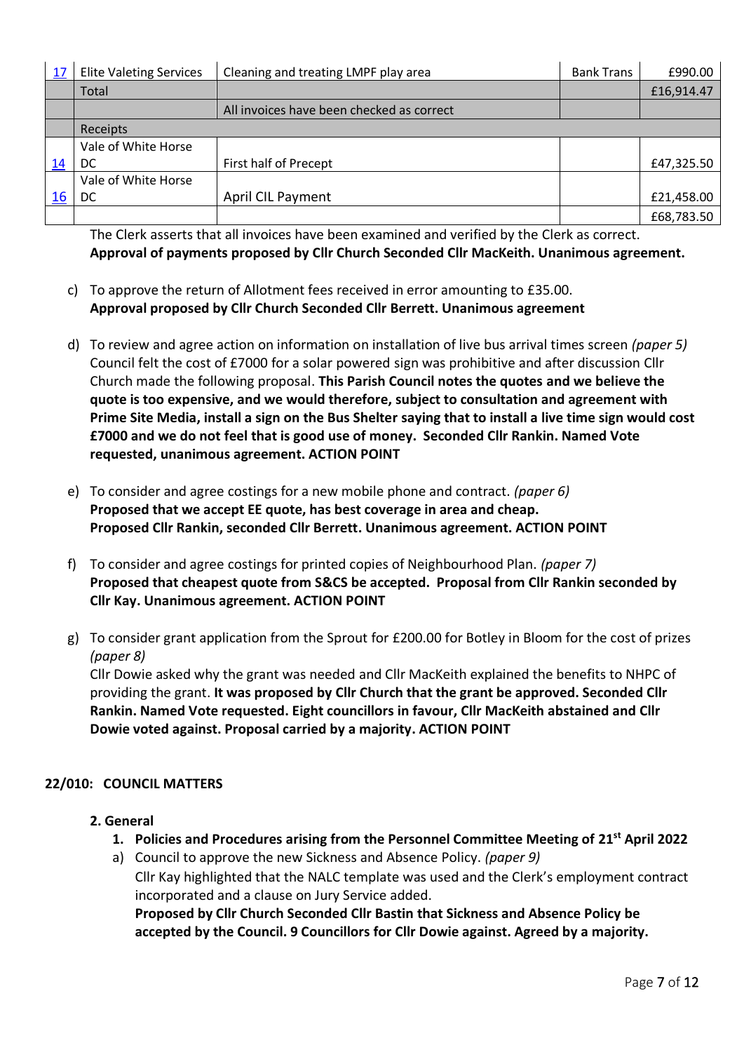| 17 | Elite Valeting Services | Cleaning and treating LMPF play area | Bank Trans | £990.00 |
|---|---|---|---|---|
| | Total | | | £16,914.47 |
| | | All invoices have been checked as correct | | |
| | Receipts | | | |
| 14 | Vale of White Horse DC | First half of Precept | | £47,325.50 |
| 16 | Vale of White Horse DC | April CIL Payment | | £21,458.00 |
| | | | | £68,783.50 |

The Clerk asserts that all invoices have been examined and verified by the Clerk as correct.
**Approval of payments proposed by Cllr Church Seconded Cllr MacKeith. Unanimous agreement.**

c) To approve the return of Allotment fees received in error amounting to £35.00.
**Approval proposed by Cllr Church Seconded Cllr Berrett. Unanimous agreement**

d) To review and agree action on information on installation of live bus arrival times screen *(paper 5)*
Council felt the cost of £7000 for a solar powered sign was prohibitive and after discussion Cllr Church made the following proposal. **This Parish Council notes the quotes and we believe the quote is too expensive, and we would therefore, subject to consultation and agreement with Prime Site Media, install a sign on the Bus Shelter saying that to install a live time sign would cost £7000 and we do not feel that is good use of money. Seconded Cllr Rankin. Named Vote requested, unanimous agreement. ACTION POINT**

e) To consider and agree costings for a new mobile phone and contract. *(paper 6)*
**Proposed that we accept EE quote, has best coverage in area and cheap.**
**Proposed Cllr Rankin, seconded Cllr Berrett. Unanimous agreement. ACTION POINT**

f) To consider and agree costings for printed copies of Neighbourhood Plan. *(paper 7)*
**Proposed that cheapest quote from S&CS be accepted. Proposal from Cllr Rankin seconded by Cllr Kay. Unanimous agreement. ACTION POINT**

g) To consider grant application from the Sprout for £200.00 for Botley in Bloom for the cost of prizes *(paper 8)*
Cllr Dowie asked why the grant was needed and Cllr MacKeith explained the benefits to NHPC of providing the grant. **It was proposed by Cllr Church that the grant be approved. Seconded Cllr Rankin. Named Vote requested. Eight councillors in favour, Cllr MacKeith abstained and Cllr Dowie voted against. Proposal carried by a majority. ACTION POINT**

## 22/010: COUNCIL MATTERS

### 2. General

1. **Policies and Procedures arising from the Personnel Committee Meeting of 21st April 2022**

a) Council to approve the new Sickness and Absence Policy. *(paper 9)*
Cllr Kay highlighted that the NALC template was used and the Clerk's employment contract incorporated and a clause on Jury Service added.
**Proposed by Cllr Church Seconded Cllr Bastin that Sickness and Absence Policy be accepted by the Council. 9 Councillors for Cllr Dowie against. Agreed by a majority.**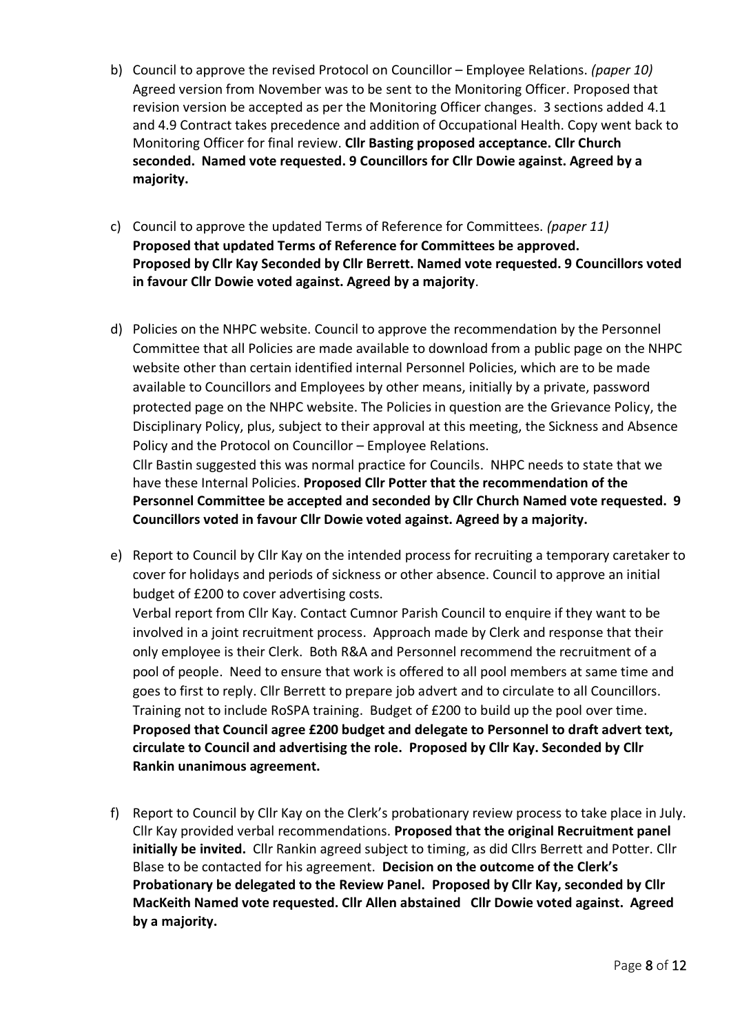b) Council to approve the revised Protocol on Councillor – Employee Relations. *(paper 10)* Agreed version from November was to be sent to the Monitoring Officer. Proposed that revision version be accepted as per the Monitoring Officer changes. 3 sections added 4.1 and 4.9 Contract takes precedence and addition of Occupational Health. Copy went back to Monitoring Officer for final review. **Cllr Basting proposed acceptance. Cllr Church seconded. Named vote requested. 9 Councillors for Cllr Dowie against. Agreed by a majority.**

c) Council to approve the updated Terms of Reference for Committees. *(paper 11)*
**Proposed that updated Terms of Reference for Committees be approved. Proposed by Cllr Kay Seconded by Cllr Berrett. Named vote requested. 9 Councillors voted in favour Cllr Dowie voted against. Agreed by a majority**.

d) Policies on the NHPC website. Council to approve the recommendation by the Personnel Committee that all Policies are made available to download from a public page on the NHPC website other than certain identified internal Personnel Policies, which are to be made available to Councillors and Employees by other means, initially by a private, password protected page on the NHPC website. The Policies in question are the Grievance Policy, the Disciplinary Policy, plus, subject to their approval at this meeting, the Sickness and Absence Policy and the Protocol on Councillor – Employee Relations.
Cllr Bastin suggested this was normal practice for Councils. NHPC needs to state that we have these Internal Policies. **Proposed Cllr Potter that the recommendation of the Personnel Committee be accepted and seconded by Cllr Church Named vote requested. 9 Councillors voted in favour Cllr Dowie voted against. Agreed by a majority.**

e) Report to Council by Cllr Kay on the intended process for recruiting a temporary caretaker to cover for holidays and periods of sickness or other absence. Council to approve an initial budget of £200 to cover advertising costs.
Verbal report from Cllr Kay. Contact Cumnor Parish Council to enquire if they want to be involved in a joint recruitment process. Approach made by Clerk and response that their only employee is their Clerk. Both R&A and Personnel recommend the recruitment of a pool of people. Need to ensure that work is offered to all pool members at same time and goes to first to reply. Cllr Berrett to prepare job advert and to circulate to all Councillors. Training not to include RoSPA training. Budget of £200 to build up the pool over time. **Proposed that Council agree £200 budget and delegate to Personnel to draft advert text, circulate to Council and advertising the role. Proposed by Cllr Kay. Seconded by Cllr Rankin unanimous agreement.**

f) Report to Council by Cllr Kay on the Clerk's probationary review process to take place in July. Cllr Kay provided verbal recommendations. **Proposed that the original Recruitment panel initially be invited.** Cllr Rankin agreed subject to timing, as did Cllrs Berrett and Potter. Cllr Blase to be contacted for his agreement. **Decision on the outcome of the Clerk's Probationary be delegated to the Review Panel. Proposed by Cllr Kay, seconded by Cllr MacKeith Named vote requested. Cllr Allen abstained Cllr Dowie voted against. Agreed by a majority.**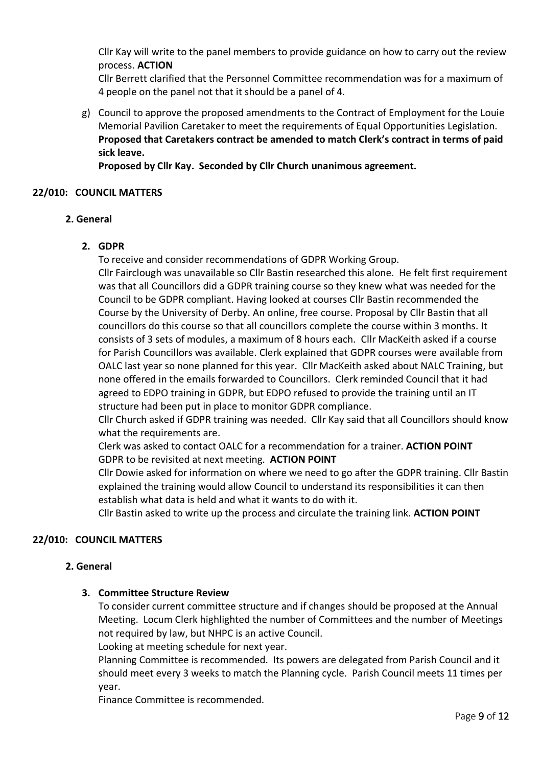Cllr Kay will write to the panel members to provide guidance on how to carry out the review process. **ACTION**

Cllr Berrett clarified that the Personnel Committee recommendation was for a maximum of 4 people on the panel not that it should be a panel of 4.

g) Council to approve the proposed amendments to the Contract of Employment for the Louie Memorial Pavilion Caretaker to meet the requirements of Equal Opportunities Legislation. **Proposed that Caretakers contract be amended to match Clerk's contract in terms of paid sick leave.**

**Proposed by Cllr Kay. Seconded by Cllr Church unanimous agreement.**

## 22/010: COUNCIL MATTERS

### 2. General

#### 2. GDPR

To receive and consider recommendations of GDPR Working Group.

Cllr Fairclough was unavailable so Cllr Bastin researched this alone. He felt first requirement was that all Councillors did a GDPR training course so they knew what was needed for the Council to be GDPR compliant. Having looked at courses Cllr Bastin recommended the Course by the University of Derby. An online, free course. Proposal by Cllr Bastin that all councillors do this course so that all councillors complete the course within 3 months. It consists of 3 sets of modules, a maximum of 8 hours each. Cllr MacKeith asked if a course for Parish Councillors was available. Clerk explained that GDPR courses were available from OALC last year so none planned for this year. Cllr MacKeith asked about NALC Training, but none offered in the emails forwarded to Councillors. Clerk reminded Council that it had agreed to EDPO training in GDPR, but EDPO refused to provide the training until an IT structure had been put in place to monitor GDPR compliance.

Cllr Church asked if GDPR training was needed. Cllr Kay said that all Councillors should know what the requirements are.

Clerk was asked to contact OALC for a recommendation for a trainer. **ACTION POINT**

GDPR to be revisited at next meeting. **ACTION POINT**

Cllr Dowie asked for information on where we need to go after the GDPR training. Cllr Bastin explained the training would allow Council to understand its responsibilities it can then establish what data is held and what it wants to do with it.

Cllr Bastin asked to write up the process and circulate the training link. **ACTION POINT**

## 22/010: COUNCIL MATTERS

### 2. General

#### 3. Committee Structure Review

To consider current committee structure and if changes should be proposed at the Annual Meeting. Locum Clerk highlighted the number of Committees and the number of Meetings not required by law, but NHPC is an active Council.

Looking at meeting schedule for next year.

Planning Committee is recommended. Its powers are delegated from Parish Council and it should meet every 3 weeks to match the Planning cycle. Parish Council meets 11 times per year.

Finance Committee is recommended.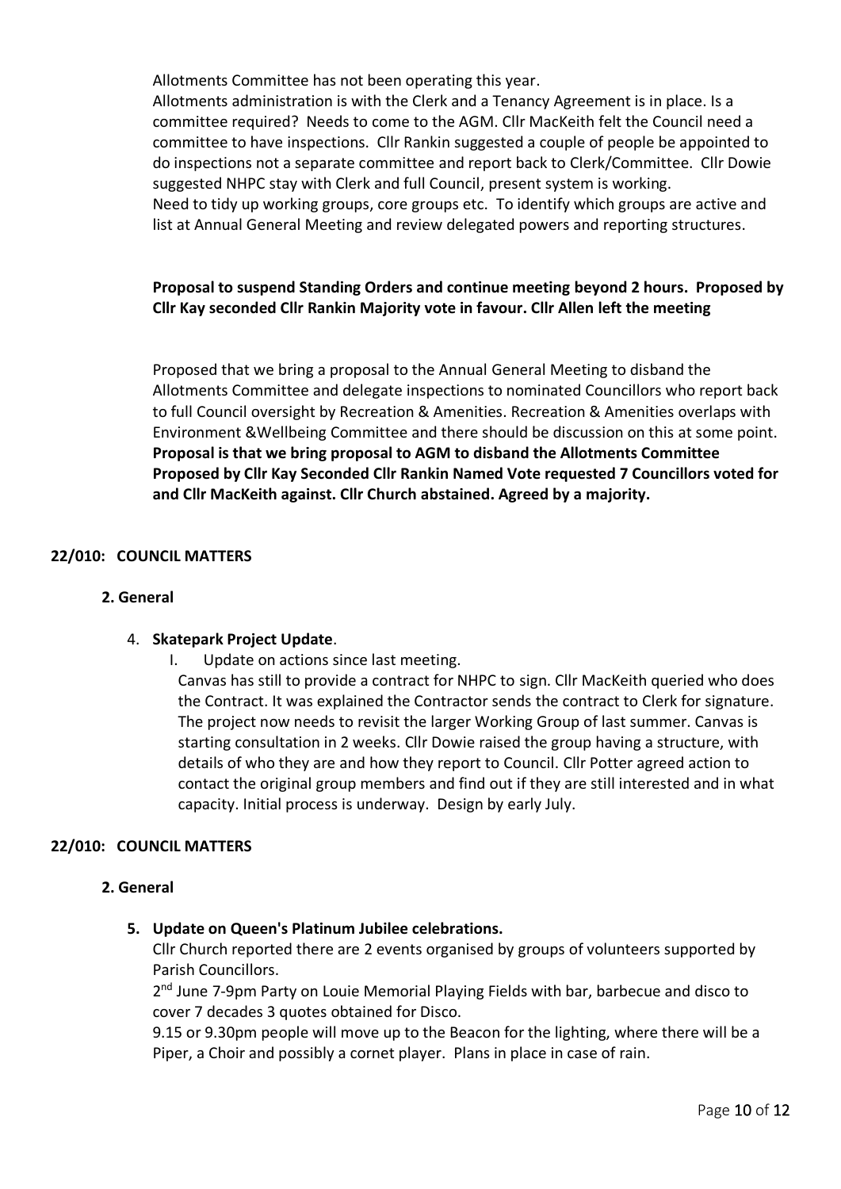Allotments Committee has not been operating this year.
Allotments administration is with the Clerk and a Tenancy Agreement is in place. Is a committee required? Needs to come to the AGM. Cllr MacKeith felt the Council need a committee to have inspections. Cllr Rankin suggested a couple of people be appointed to do inspections not a separate committee and report back to Clerk/Committee. Cllr Dowie suggested NHPC stay with Clerk and full Council, present system is working.
Need to tidy up working groups, core groups etc. To identify which groups are active and list at Annual General Meeting and review delegated powers and reporting structures.

**Proposal to suspend Standing Orders and continue meeting beyond 2 hours. Proposed by Cllr Kay seconded Cllr Rankin Majority vote in favour. Cllr Allen left the meeting**

Proposed that we bring a proposal to the Annual General Meeting to disband the Allotments Committee and delegate inspections to nominated Councillors who report back to full Council oversight by Recreation & Amenities. Recreation & Amenities overlaps with Environment &Wellbeing Committee and there should be discussion on this at some point.
**Proposal is that we bring proposal to AGM to disband the Allotments Committee Proposed by Cllr Kay Seconded Cllr Rankin Named Vote requested 7 Councillors voted for and Cllr MacKeith against. Cllr Church abstained. Agreed by a majority.**

## 22/010: COUNCIL MATTERS

### 2. General

4. **Skatepark Project Update**.
   I. Update on actions since last meeting.

   Canvas has still to provide a contract for NHPC to sign. Cllr MacKeith queried who does the Contract. It was explained the Contractor sends the contract to Clerk for signature. The project now needs to revisit the larger Working Group of last summer. Canvas is starting consultation in 2 weeks. Cllr Dowie raised the group having a structure, with details of who they are and how they report to Council. Cllr Potter agreed action to contact the original group members and find out if they are still interested and in what capacity. Initial process is underway. Design by early July.

## 22/010: COUNCIL MATTERS

### 2. General

5. **Update on Queen's Platinum Jubilee celebrations.**

   Cllr Church reported there are 2 events organised by groups of volunteers supported by Parish Councillors.

   2nd June 7-9pm Party on Louie Memorial Playing Fields with bar, barbecue and disco to cover 7 decades 3 quotes obtained for Disco.

   9.15 or 9.30pm people will move up to the Beacon for the lighting, where there will be a Piper, a Choir and possibly a cornet player. Plans in place in case of rain.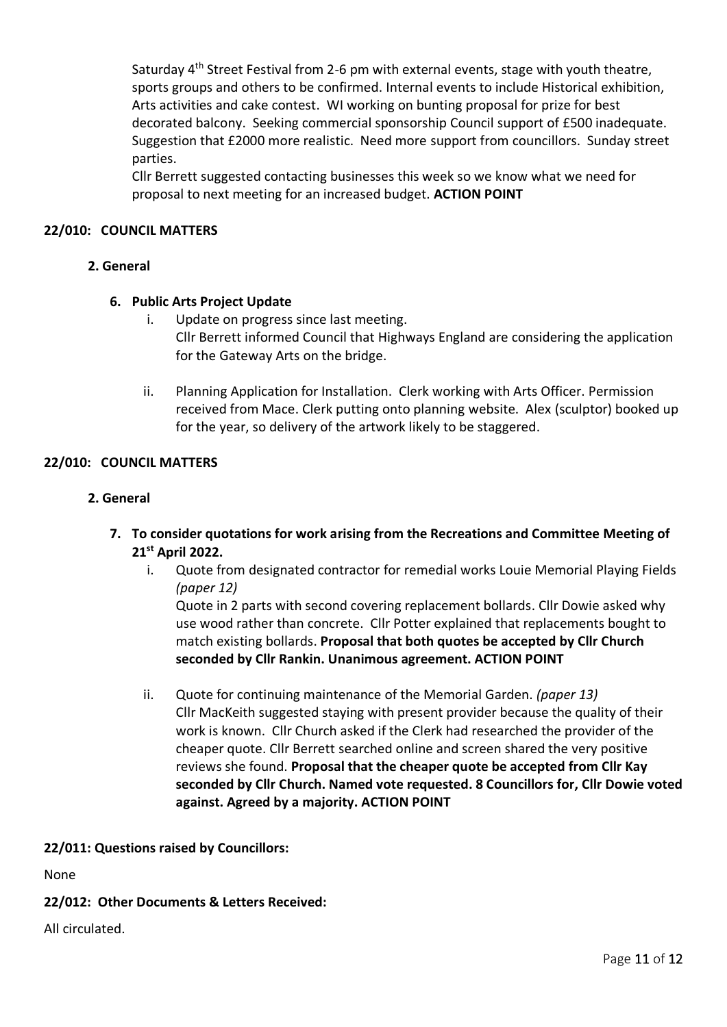Saturday 4th Street Festival from 2-6 pm with external events, stage with youth theatre, sports groups and others to be confirmed. Internal events to include Historical exhibition, Arts activities and cake contest. WI working on bunting proposal for prize for best decorated balcony. Seeking commercial sponsorship Council support of £500 inadequate. Suggestion that £2000 more realistic. Need more support from councillors. Sunday street parties.

Cllr Berrett suggested contacting businesses this week so we know what we need for proposal to next meeting for an increased budget. **ACTION POINT**

**22/010: COUNCIL MATTERS**

**2. General**

**6. Public Arts Project Update**

i. Update on progress since last meeting.
Cllr Berrett informed Council that Highways England are considering the application for the Gateway Arts on the bridge.

ii. Planning Application for Installation. Clerk working with Arts Officer. Permission received from Mace. Clerk putting onto planning website. Alex (sculptor) booked up for the year, so delivery of the artwork likely to be staggered.

**22/010: COUNCIL MATTERS**

**2. General**

**7. To consider quotations for work arising from the Recreations and Committee Meeting of 21st April 2022.**

i. Quote from designated contractor for remedial works Louie Memorial Playing Fields *(paper 12)*
Quote in 2 parts with second covering replacement bollards. Cllr Dowie asked why use wood rather than concrete. Cllr Potter explained that replacements bought to match existing bollards. **Proposal that both quotes be accepted by Cllr Church seconded by Cllr Rankin. Unanimous agreement. ACTION POINT**

ii. Quote for continuing maintenance of the Memorial Garden. *(paper 13)*
Cllr MacKeith suggested staying with present provider because the quality of their work is known. Cllr Church asked if the Clerk had researched the provider of the cheaper quote. Cllr Berrett searched online and screen shared the very positive reviews she found. **Proposal that the cheaper quote be accepted from Cllr Kay seconded by Cllr Church. Named vote requested. 8 Councillors for, Cllr Dowie voted against. Agreed by a majority. ACTION POINT**

**22/011: Questions raised by Councillors:**

None

**22/012: Other Documents & Letters Received:**

All circulated.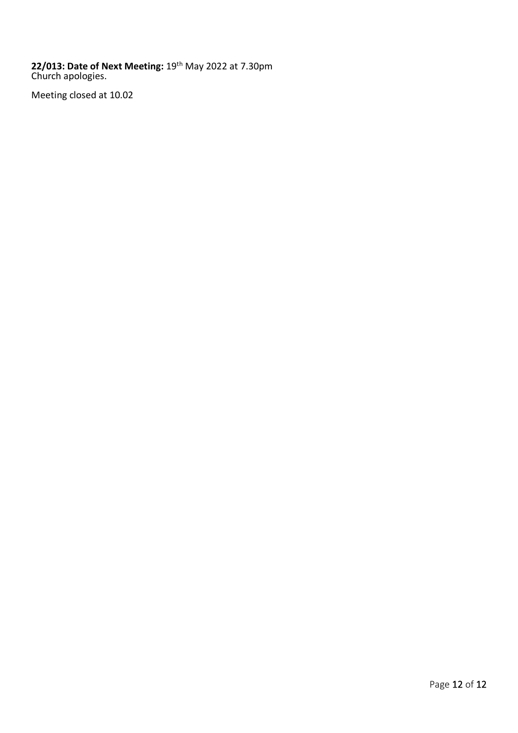**22/013: Date of Next Meeting:** 19th May 2022 at 7.30pm
Church apologies.

Meeting closed at 10.02